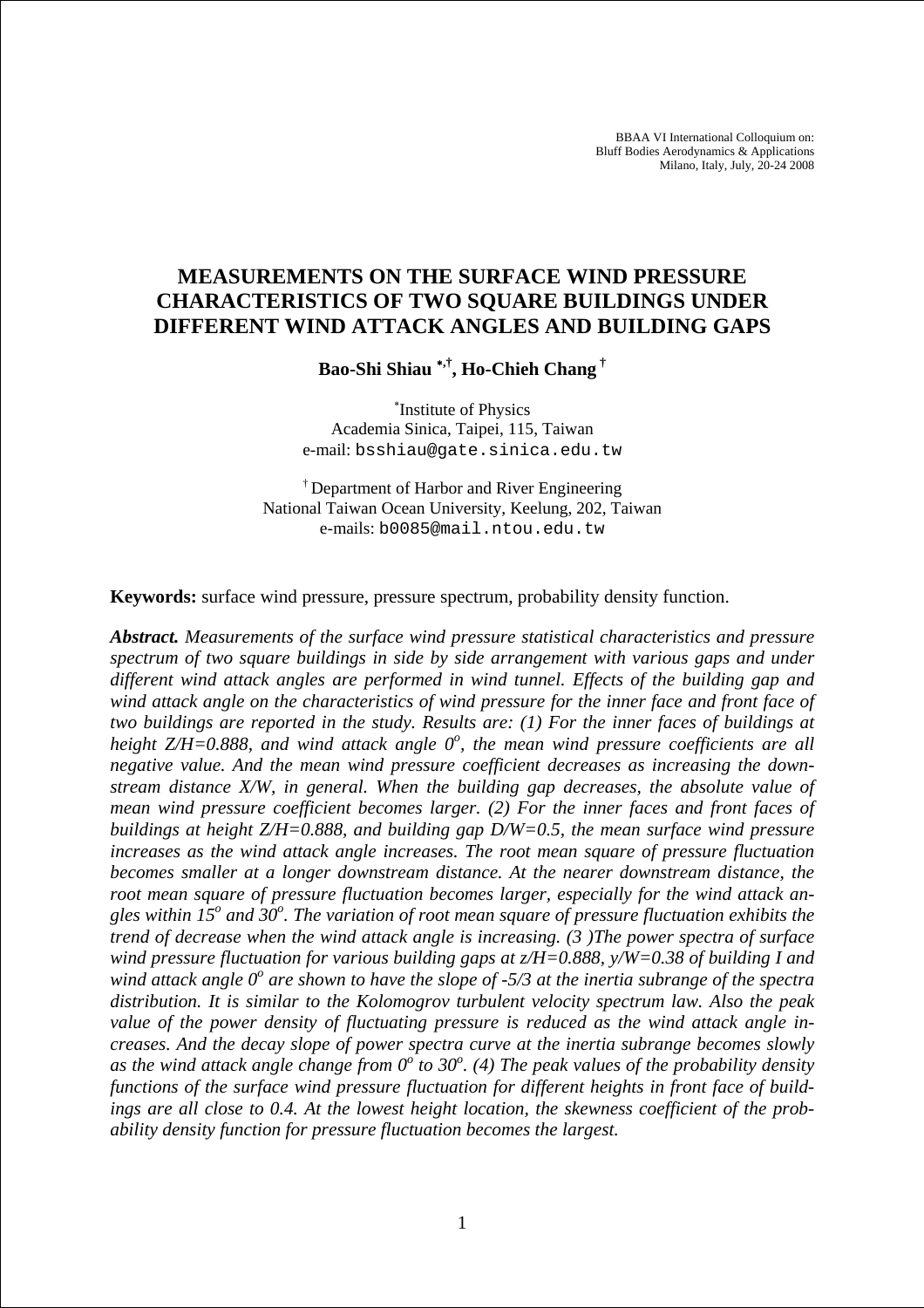BBAA VI International Colloquium on:
Bluff Bodies Aerodynamics & Applications
Milano, Italy, July, 20-24 2008

# MEASUREMENTS ON THE SURFACE WIND PRESSURE CHARACTERISTICS OF TWO SQUARE BUILDINGS UNDER DIFFERENT WIND ATTACK ANGLES AND BUILDING GAPS

**Bao-Shi Shiau [*,†], Ho-Chieh Chang [†]**

[*]Institute of Physics
Academia Sinica, Taipei, 115, Taiwan
e-mail: bsshiau@gate.sinica.edu.tw

[†] Department of Harbor and River Engineering
National Taiwan Ocean University, Keelung, 202, Taiwan
e-mails: b0085@mail.ntou.edu.tw

**Keywords:** surface wind pressure, pressure spectrum, probability density function.

***Abstract.*** *Measurements of the surface wind pressure statistical characteristics and pressure spectrum of two square buildings in side by side arrangement with various gaps and under different wind attack angles are performed in wind tunnel. Effects of the building gap and wind attack angle on the characteristics of wind pressure for the inner face and front face of two buildings are reported in the study. Results are: (1) For the inner faces of buildings at height Z/H=0.888, and wind attack angle $0^o$, the mean wind pressure coefficients are all negative value. And the mean wind pressure coefficient decreases as increasing the downstream distance X/W, in general. When the building gap decreases, the absolute value of mean wind pressure coefficient becomes larger. (2) For the inner faces and front faces of buildings at height Z/H=0.888, and building gap D/W=0.5, the mean surface wind pressure increases as the wind attack angle increases. The root mean square of pressure fluctuation becomes smaller at a longer downstream distance. At the nearer downstream distance, the root mean square of pressure fluctuation becomes larger, especially for the wind attack angles within $15^o$ and $30^o$. The variation of root mean square of pressure fluctuation exhibits the trend of decrease when the wind attack angle is increasing. (3 )The power spectra of surface wind pressure fluctuation for various building gaps at z/H=0.888, y/W=0.38 of building I and wind attack angle $0^o$ are shown to have the slope of -5/3 at the inertia subrange of the spectra distribution. It is similar to the Kolomogrov turbulent velocity spectrum law. Also the peak value of the power density of fluctuating pressure is reduced as the wind attack angle increases. And the decay slope of power spectra curve at the inertia subrange becomes slowly as the wind attack angle change from $0^o$ to $30^o$. (4) The peak values of the probability density functions of the surface wind pressure fluctuation for different heights in front face of buildings are all close to 0.4. At the lowest height location, the skewness coefficient of the probability density function for pressure fluctuation becomes the largest.*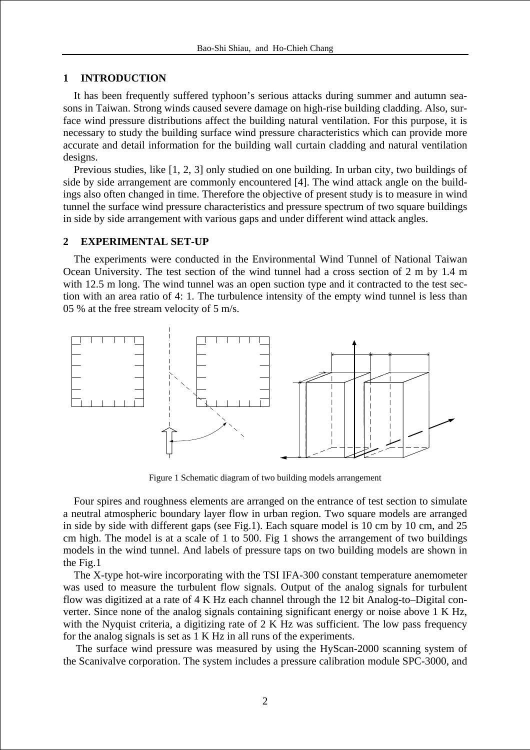## 1 INTRODUCTION

It has been frequently suffered typhoon's serious attacks during summer and autumn seasons in Taiwan. Strong winds caused severe damage on high-rise building cladding. Also, surface wind pressure distributions affect the building natural ventilation. For this purpose, it is necessary to study the building surface wind pressure characteristics which can provide more accurate and detail information for the building wall curtain cladding and natural ventilation designs.

Previous studies, like [1, 2, 3] only studied on one building. In urban city, two buildings of side by side arrangement are commonly encountered [4]. The wind attack angle on the buildings also often changed in time. Therefore the objective of present study is to measure in wind tunnel the surface wind pressure characteristics and pressure spectrum of two square buildings in side by side arrangement with various gaps and under different wind attack angles.

## 2 EXPERIMENTAL SET-UP

The experiments were conducted in the Environmental Wind Tunnel of National Taiwan Ocean University. The test section of the wind tunnel had a cross section of 2 m by 1.4 m with 12.5 m long. The wind tunnel was an open suction type and it contracted to the test section with an area ratio of 4: 1. The turbulence intensity of the empty wind tunnel is less than 05 % at the free stream velocity of 5 m/s.

Figure 1 Schematic diagram of two building models arrangement

Four spires and roughness elements are arranged on the entrance of test section to simulate a neutral atmospheric boundary layer flow in urban region. Two square models are arranged in side by side with different gaps (see Fig.1). Each square model is 10 cm by 10 cm, and 25 cm high. The model is at a scale of 1 to 500. Fig 1 shows the arrangement of two buildings models in the wind tunnel. And labels of pressure taps on two building models are shown in the Fig.1

The X-type hot-wire incorporating with the TSI IFA-300 constant temperature anemometer was used to measure the turbulent flow signals. Output of the analog signals for turbulent flow was digitized at a rate of 4 K Hz each channel through the 12 bit Analog-to–Digital converter. Since none of the analog signals containing significant energy or noise above 1 K Hz, with the Nyquist criteria, a digitizing rate of 2 K Hz was sufficient. The low pass frequency for the analog signals is set as 1 K Hz in all runs of the experiments.

The surface wind pressure was measured by using the HyScan-2000 scanning system of the Scanivalve corporation. The system includes a pressure calibration module SPC-3000, and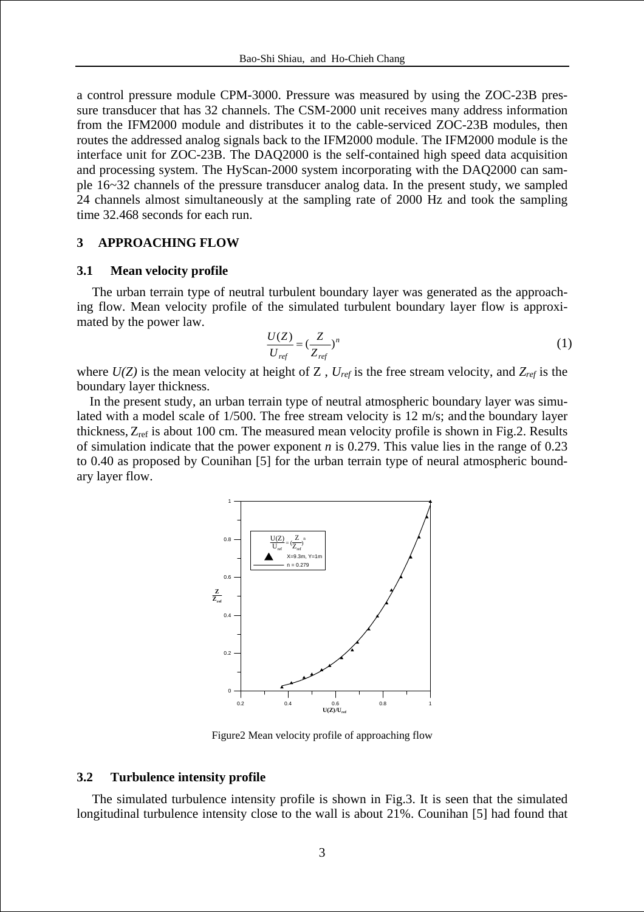a control pressure module CPM-3000. Pressure was measured by using the ZOC-23B pressure transducer that has 32 channels. The CSM-2000 unit receives many address information from the IFM2000 module and distributes it to the cable-serviced ZOC-23B modules, then routes the addressed analog signals back to the IFM2000 module. The IFM2000 module is the interface unit for ZOC-23B. The DAQ2000 is the self-contained high speed data acquisition and processing system. The HyScan-2000 system incorporating with the DAQ2000 can sample 16~32 channels of the pressure transducer analog data. In the present study, we sampled 24 channels almost simultaneously at the sampling rate of 2000 Hz and took the sampling time 32.468 seconds for each run.

## 3 APPROACHING FLOW

### 3.1 Mean velocity profile

The urban terrain type of neutral turbulent boundary layer was generated as the approaching flow. Mean velocity profile of the simulated turbulent boundary layer flow is approximated by the power law.

$$\frac{U(Z)}{U_{ref}} = (\frac{Z}{Z_{ref}})^n \tag{1}$$

where $U(Z)$ is the mean velocity at height of Z , $U_{ref}$ is the free stream velocity, and $Z_{ref}$ is the boundary layer thickness.

In the present study, an urban terrain type of neutral atmospheric boundary layer was simulated with a model scale of 1/500. The free stream velocity is 12 m/s; and the boundary layer thickness, $Z_{ref}$ is about 100 cm. The measured mean velocity profile is shown in Fig.2. Results of simulation indicate that the power exponent *n* is 0.279. This value lies in the range of 0.23 to 0.40 as proposed by Counihan [5] for the urban terrain type of neural atmospheric boundary layer flow.

Figure2 Mean velocity profile of approaching flow

### 3.2 Turbulence intensity profile

The simulated turbulence intensity profile is shown in Fig.3. It is seen that the simulated longitudinal turbulence intensity close to the wall is about 21%. Counihan [5] had found that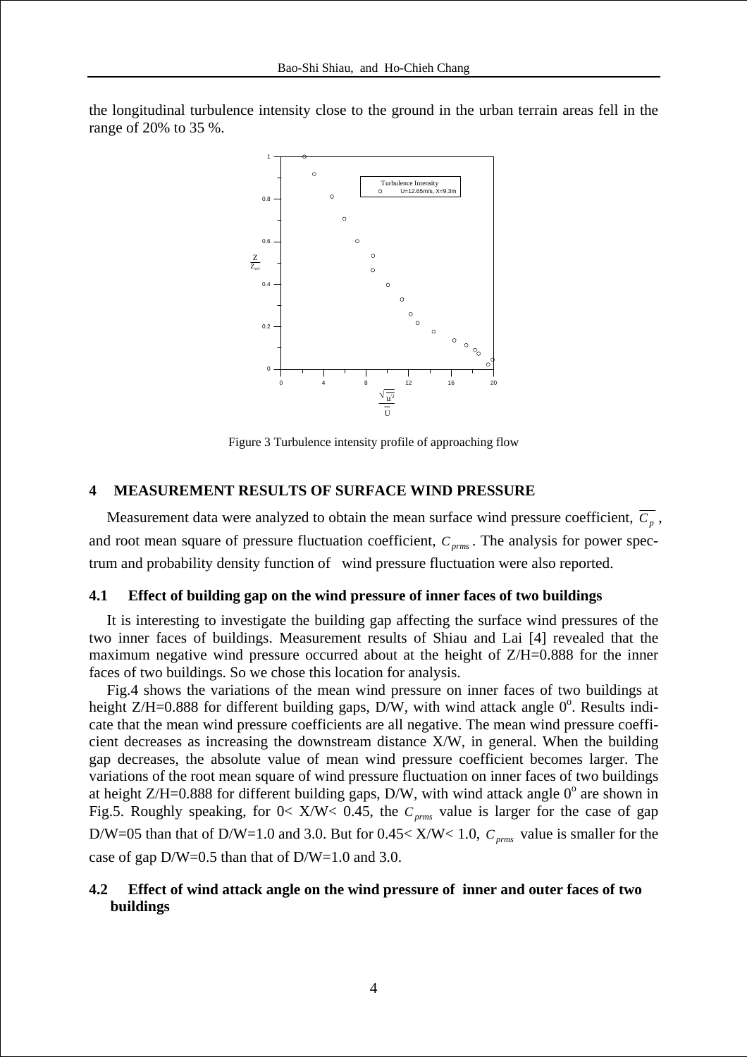the longitudinal turbulence intensity close to the ground in the urban terrain areas fell in the range of 20% to 35 %.

Figure 3 Turbulence intensity profile of approaching flow

## 4 MEASUREMENT RESULTS OF SURFACE WIND PRESSURE

Measurement data were analyzed to obtain the mean surface wind pressure coefficient, $\overline{C_p}$, and root mean square of pressure fluctuation coefficient, $C_{prms}$. The analysis for power spectrum and probability density function of wind pressure fluctuation were also reported.

### 4.1 Effect of building gap on the wind pressure of inner faces of two buildings

It is interesting to investigate the building gap affecting the surface wind pressures of the two inner faces of buildings. Measurement results of Shiau and Lai [4] revealed that the maximum negative wind pressure occurred about at the height of Z/H=0.888 for the inner faces of two buildings. So we chose this location for analysis.

Fig.4 shows the variations of the mean wind pressure on inner faces of two buildings at height Z/H=0.888 for different building gaps, D/W, with wind attack angle $0^o$. Results indicate that the mean wind pressure coefficients are all negative. The mean wind pressure coefficient decreases as increasing the downstream distance X/W, in general. When the building gap decreases, the absolute value of mean wind pressure coefficient becomes larger. The variations of the root mean square of wind pressure fluctuation on inner faces of two buildings at height Z/H=0.888 for different building gaps, D/W, with wind attack angle $0^o$ are shown in Fig.5. Roughly speaking, for 0< X/W< 0.45, the $C_{prms}$ value is larger for the case of gap D/W=05 than that of D/W=1.0 and 3.0. But for 0.45< X/W< 1.0, $C_{prms}$ value is smaller for the case of gap D/W=0.5 than that of D/W=1.0 and 3.0.

### 4.2 Effect of wind attack angle on the wind pressure of inner and outer faces of two buildings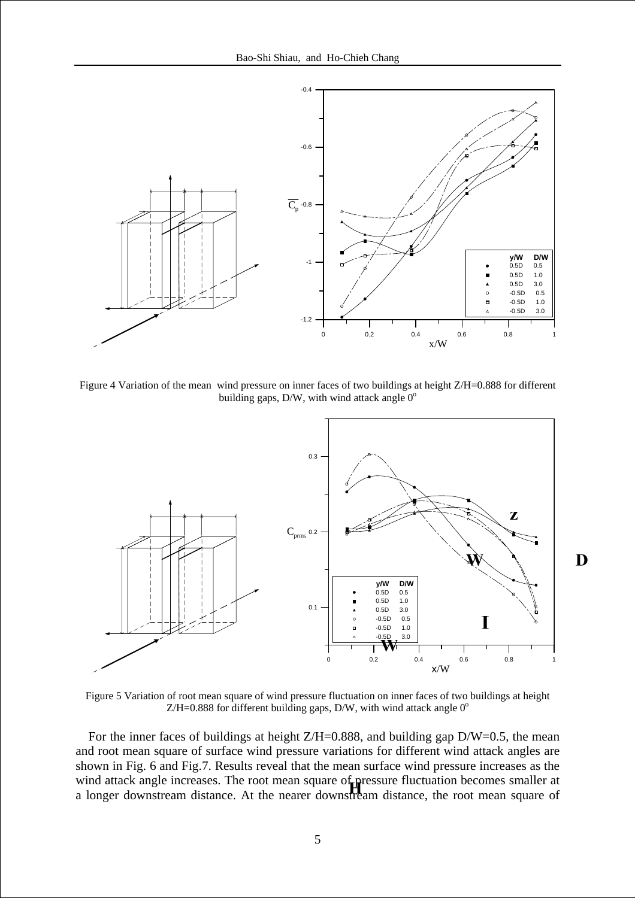Figure 4 Variation of the mean wind pressure on inner faces of two buildings at height Z/H=0.888 for different building gaps, D/W, with wind attack angle $0^o$

Figure 5 Variation of root mean square of wind pressure fluctuation on inner faces of two buildings at height Z/H=0.888 for different building gaps, D/W, with wind attack angle $0^o$

For the inner faces of buildings at height Z/H=0.888, and building gap D/W=0.5, the mean and root mean square of surface wind pressure variations for different wind attack angles are shown in Fig. 6 and Fig.7. Results reveal that the mean surface wind pressure increases as the wind attack angle increases. The root mean square of pressure fluctuation becomes smaller at a longer downstream distance. At the nearer downstream distance, the root mean square of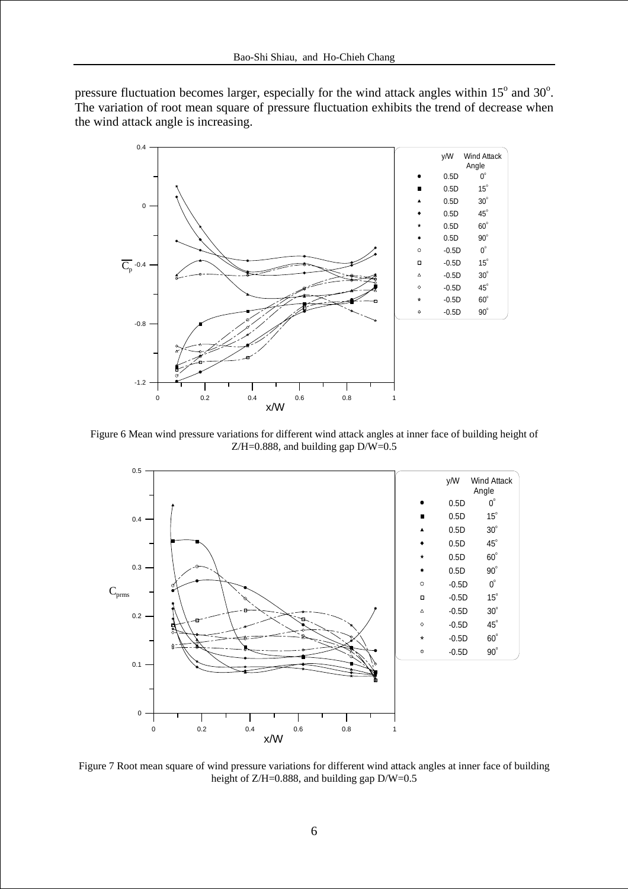pressure fluctuation becomes larger, especially for the wind attack angles within 15$^o$ and 30$^o$. The variation of root mean square of pressure fluctuation exhibits the trend of decrease when the wind attack angle is increasing.

Figure 6 Mean wind pressure variations for different wind attack angles at inner face of building height of Z/H=0.888, and building gap D/W=0.5

Figure 7 Root mean square of wind pressure variations for different wind attack angles at inner face of building height of Z/H=0.888, and building gap D/W=0.5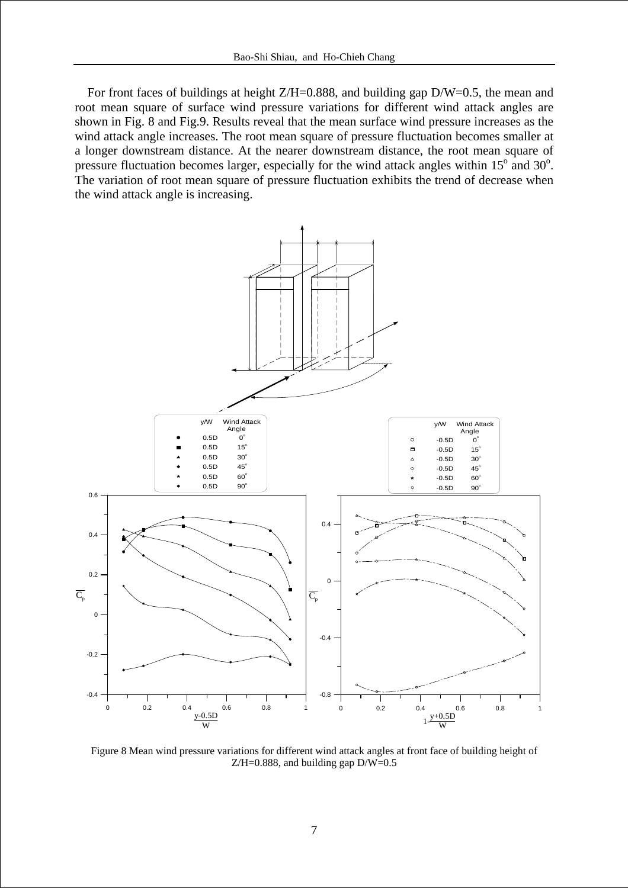For front faces of buildings at height Z/H=0.888, and building gap D/W=0.5, the mean and root mean square of surface wind pressure variations for different wind attack angles are shown in Fig. 8 and Fig.9. Results reveal that the mean surface wind pressure increases as the wind attack angle increases. The root mean square of pressure fluctuation becomes smaller at a longer downstream distance. At the nearer downstream distance, the root mean square of pressure fluctuation becomes larger, especially for the wind attack angles within $15^o$ and $30^o$. The variation of root mean square of pressure fluctuation exhibits the trend of decrease when the wind attack angle is increasing.

Figure 8 Mean wind pressure variations for different wind attack angles at front face of building height of Z/H=0.888, and building gap D/W=0.5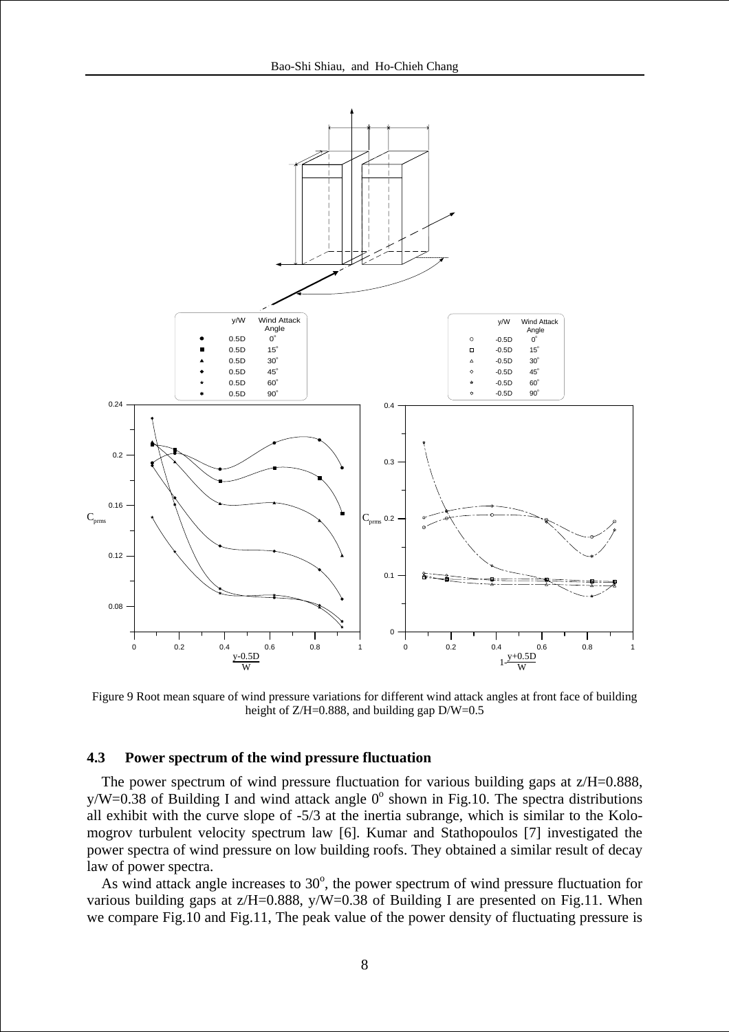Figure 9 Root mean square of wind pressure variations for different wind attack angles at front face of building height of Z/H=0.888, and building gap D/W=0.5

### 4.3 Power spectrum of the wind pressure fluctuation

The power spectrum of wind pressure fluctuation for various building gaps at z/H=0.888, y/W=0.38 of Building I and wind attack angle $0^o$ shown in Fig.10. The spectra distributions all exhibit with the curve slope of -5/3 at the inertia subrange, which is similar to the Kolomogrov turbulent velocity spectrum law [6]. Kumar and Stathopoulos [7] investigated the power spectra of wind pressure on low building roofs. They obtained a similar result of decay law of power spectra.

As wind attack angle increases to $30^o$, the power spectrum of wind pressure fluctuation for various building gaps at z/H=0.888, y/W=0.38 of Building I are presented on Fig.11. When we compare Fig.10 and Fig.11, The peak value of the power density of fluctuating pressure is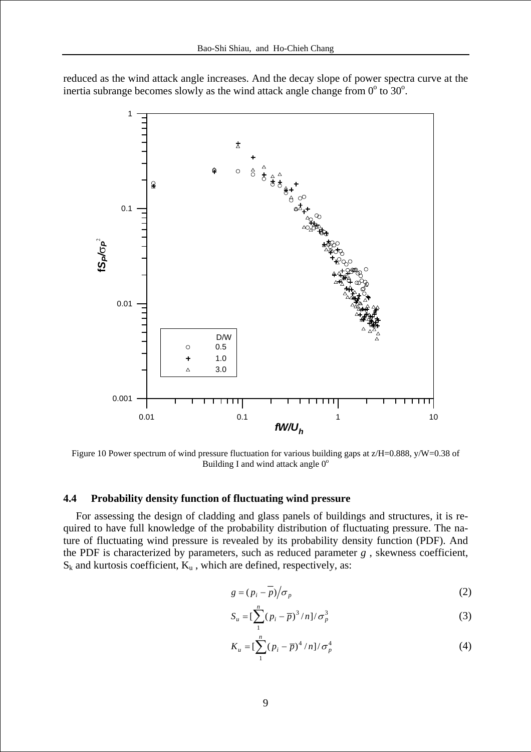reduced as the wind attack angle increases. And the decay slope of power spectra curve at the inertia subrange becomes slowly as the wind attack angle change from $0^o$ to $30^o$.

Figure 10 Power spectrum of wind pressure fluctuation for various building gaps at z/H=0.888, y/W=0.38 of Building I and wind attack angle $0^o$

## 4.4 Probability density function of fluctuating wind pressure

For assessing the design of cladding and glass panels of buildings and structures, it is required to have full knowledge of the probability distribution of fluctuating pressure. The nature of fluctuating wind pressure is revealed by its probability density function (PDF). And the PDF is characterized by parameters, such as reduced parameter $g$, skewness coefficient, $S_k$ and kurtosis coefficient, $K_u$, which are defined, respectively, as:

$$g = (p_i - \overline{p}) / \sigma_p \tag{2}$$

$$S_u = [\sum_{1}^{n} (p_i - \overline{p})^3 / n] / \sigma_p^3 \tag{3}$$

$$K_u = [\sum_{1}^{n} (p_i - \overline{p})^4 / n] / \sigma_p^4 \tag{4}$$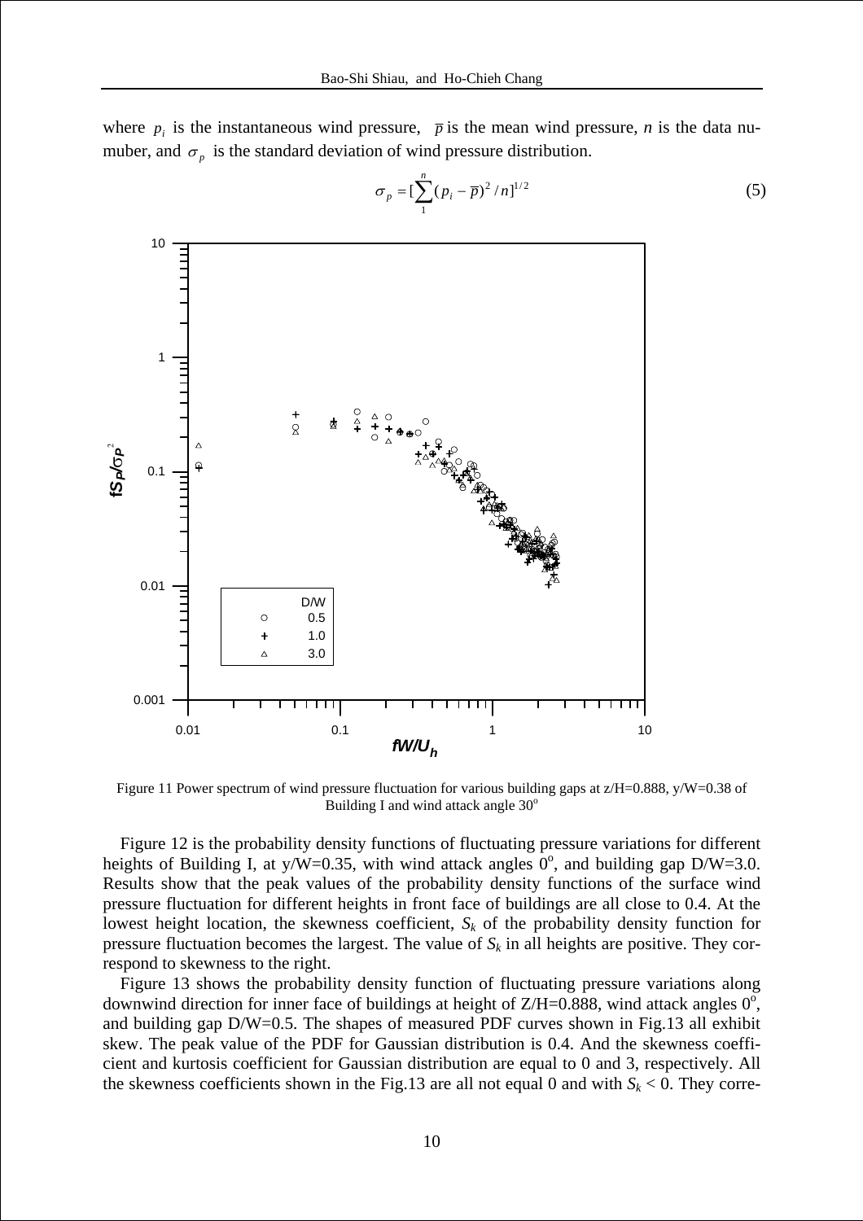where $p_i$ is the instantaneous wind pressure, $\bar{p}$ is the mean wind pressure, $n$ is the data numuber, and $\sigma_p$ is the standard deviation of wind pressure distribution.

$$\sigma_p = [\sum_{1}^{n}(p_i - \bar{p})^2 / n]^{1/2} \tag{5}$$

Figure 11 Power spectrum of wind pressure fluctuation for various building gaps at z/H=0.888, y/W=0.38 of Building I and wind attack angle 30$^o$

Figure 12 is the probability density functions of fluctuating pressure variations for different heights of Building I, at y/W=0.35, with wind attack angles 0$^o$, and building gap D/W=3.0. Results show that the peak values of the probability density functions of the surface wind pressure fluctuation for different heights in front face of buildings are all close to 0.4. At the lowest height location, the skewness coefficient, $S_k$ of the probability density function for pressure fluctuation becomes the largest. The value of $S_k$ in all heights are positive. They correspond to skewness to the right.

Figure 13 shows the probability density function of fluctuating pressure variations along downwind direction for inner face of buildings at height of Z/H=0.888, wind attack angles 0$^o$, and building gap D/W=0.5. The shapes of measured PDF curves shown in Fig.13 all exhibit skew. The peak value of the PDF for Gaussian distribution is 0.4. And the skewness coefficient and kurtosis coefficient for Gaussian distribution are equal to 0 and 3, respectively. All the skewness coefficients shown in the Fig.13 are all not equal 0 and with $S_k < 0$. They corre-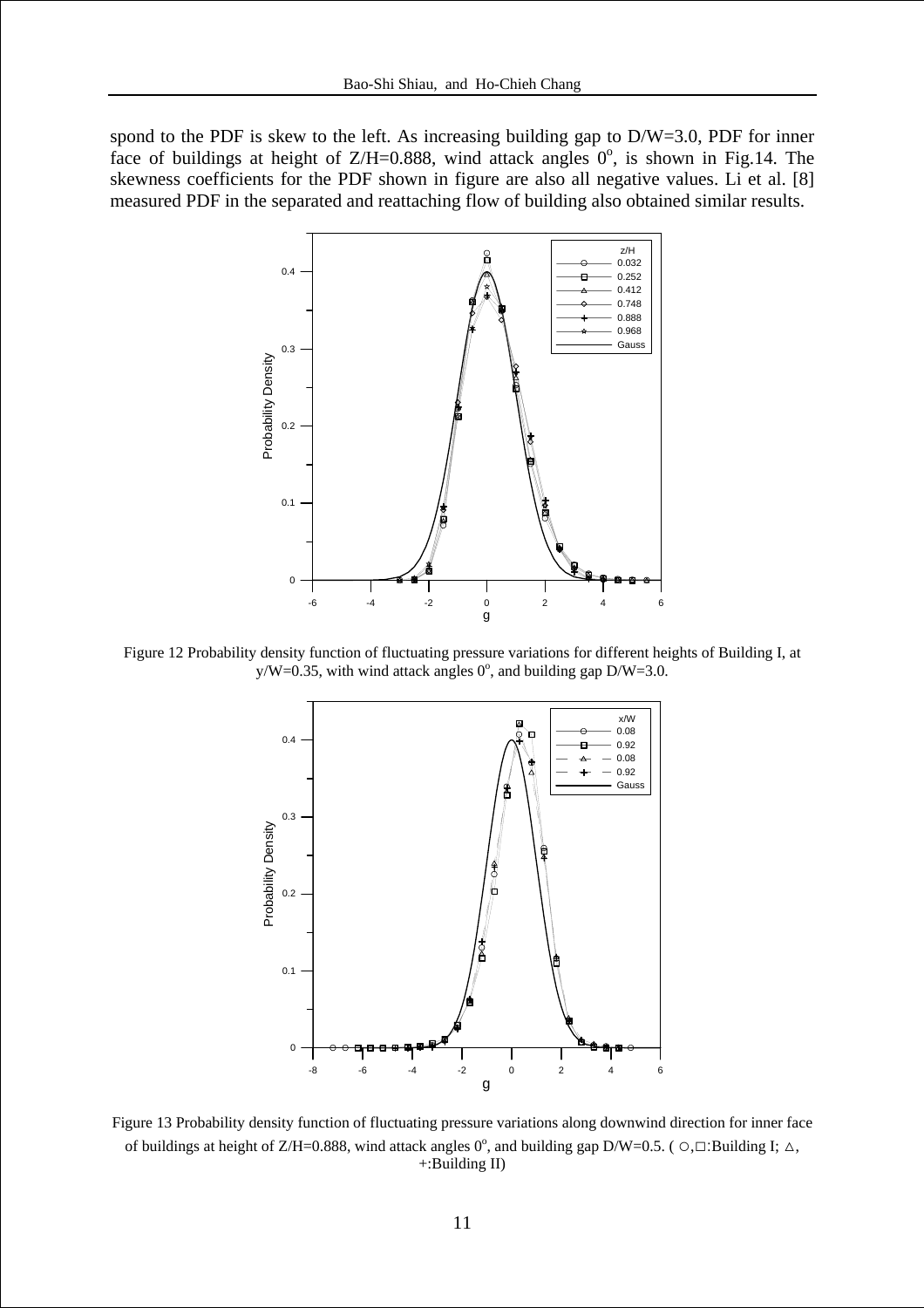spond to the PDF is skew to the left. As increasing building gap to D/W=3.0, PDF for inner face of buildings at height of Z/H=0.888, wind attack angles $0^{o}$, is shown in Fig.14. The skewness coefficients for the PDF shown in figure are also all negative values. Li et al. [8] measured PDF in the separated and reattaching flow of building also obtained similar results.

Figure 12 Probability density function of fluctuating pressure variations for different heights of Building I, at y/W=0.35, with wind attack angles $0^{o}$, and building gap D/W=3.0.

Figure 13 Probability density function of fluctuating pressure variations along downwind direction for inner face of buildings at height of Z/H=0.888, wind attack angles $0^{o}$, and building gap D/W=0.5. ( ○,□:Building I; △, +:Building II)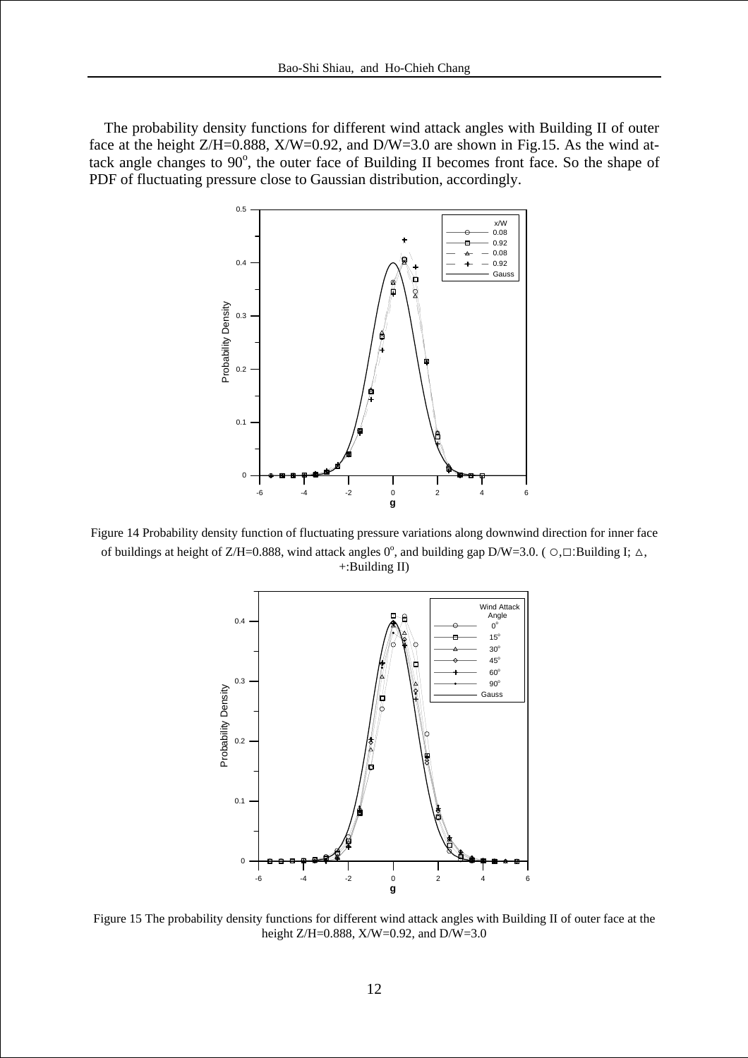The probability density functions for different wind attack angles with Building II of outer face at the height Z/H=0.888, X/W=0.92, and D/W=3.0 are shown in Fig.15. As the wind attack angle changes to $90^o$, the outer face of Building II becomes front face. So the shape of PDF of fluctuating pressure close to Gaussian distribution, accordingly.

Figure 14 Probability density function of fluctuating pressure variations along downwind direction for inner face of buildings at height of Z/H=0.888, wind attack angles $0^o$, and building gap D/W=3.0. ( ○,□:Building I; △, +:Building II)

Figure 15 The probability density functions for different wind attack angles with Building II of outer face at the height Z/H=0.888, X/W=0.92, and D/W=3.0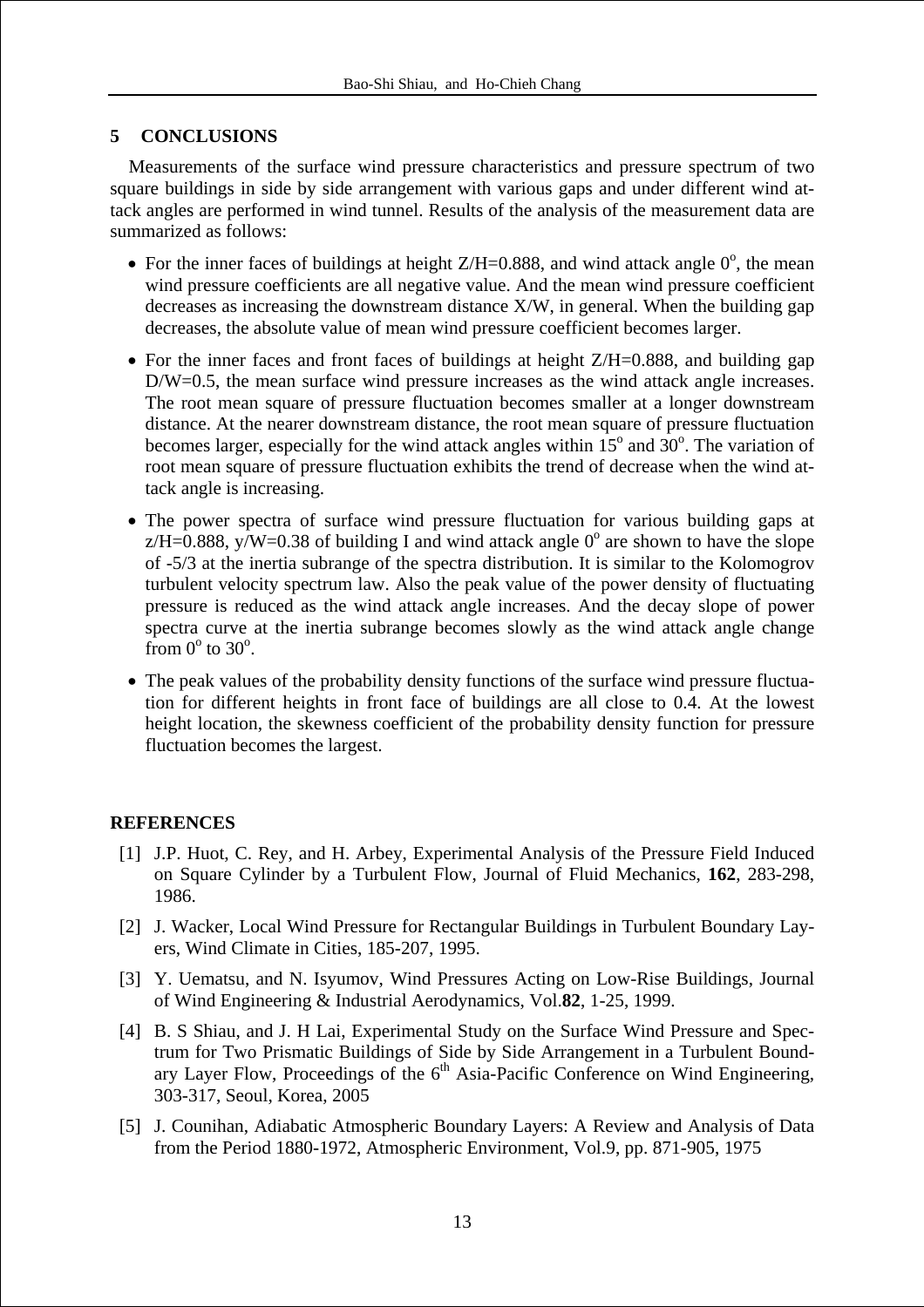## 5 CONCLUSIONS

Measurements of the surface wind pressure characteristics and pressure spectrum of two square buildings in side by side arrangement with various gaps and under different wind attack angles are performed in wind tunnel. Results of the analysis of the measurement data are summarized as follows:

- For the inner faces of buildings at height $Z/H=0.888$, and wind attack angle $0^o$, the mean wind pressure coefficients are all negative value. And the mean wind pressure coefficient decreases as increasing the downstream distance $X/W$, in general. When the building gap decreases, the absolute value of mean wind pressure coefficient becomes larger.
- For the inner faces and front faces of buildings at height $Z/H=0.888$, and building gap $D/W=0.5$, the mean surface wind pressure increases as the wind attack angle increases. The root mean square of pressure fluctuation becomes smaller at a longer downstream distance. At the nearer downstream distance, the root mean square of pressure fluctuation becomes larger, especially for the wind attack angles within $15^o$ and $30^o$. The variation of root mean square of pressure fluctuation exhibits the trend of decrease when the wind attack angle is increasing.
- The power spectra of surface wind pressure fluctuation for various building gaps at $z/H=0.888$, $y/W=0.38$ of building I and wind attack angle $0^o$ are shown to have the slope of -5/3 at the inertia subrange of the spectra distribution. It is similar to the Kolomogrov turbulent velocity spectrum law. Also the peak value of the power density of fluctuating pressure is reduced as the wind attack angle increases. And the decay slope of power spectra curve at the inertia subrange becomes slowly as the wind attack angle change from $0^o$ to $30^o$.
- The peak values of the probability density functions of the surface wind pressure fluctuation for different heights in front face of buildings are all close to 0.4. At the lowest height location, the skewness coefficient of the probability density function for pressure fluctuation becomes the largest.

## REFERENCES

[1] J.P. Huot, C. Rey, and H. Arbey, Experimental Analysis of the Pressure Field Induced on Square Cylinder by a Turbulent Flow, Journal of Fluid Mechanics, **162**, 283-298, 1986.

[2] J. Wacker, Local Wind Pressure for Rectangular Buildings in Turbulent Boundary Layers, Wind Climate in Cities, 185-207, 1995.

[3] Y. Uematsu, and N. Isyumov, Wind Pressures Acting on Low-Rise Buildings, Journal of Wind Engineering & Industrial Aerodynamics, Vol.**82**, 1-25, 1999.

[4] B. S Shiau, and J. H Lai, Experimental Study on the Surface Wind Pressure and Spectrum for Two Prismatic Buildings of Side by Side Arrangement in a Turbulent Boundary Layer Flow, Proceedings of the 6th Asia-Pacific Conference on Wind Engineering, 303-317, Seoul, Korea, 2005

[5] J. Counihan, Adiabatic Atmospheric Boundary Layers: A Review and Analysis of Data from the Period 1880-1972, Atmospheric Environment, Vol.9, pp. 871-905, 1975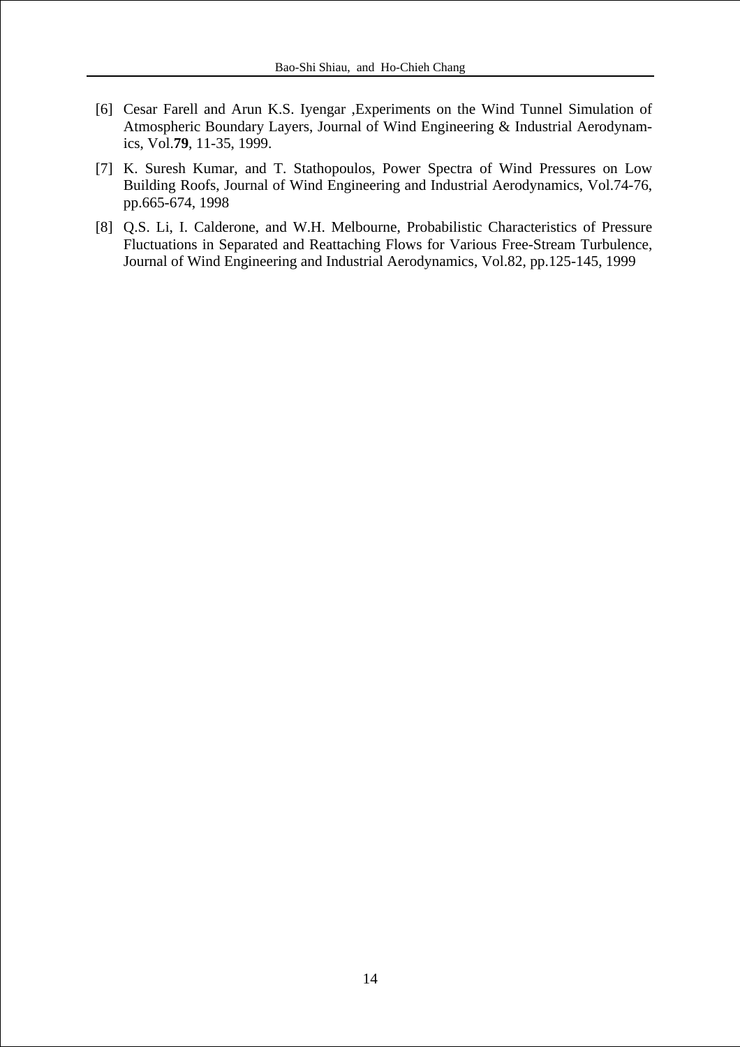[6] Cesar Farell and Arun K.S. Iyengar ,Experiments on the Wind Tunnel Simulation of Atmospheric Boundary Layers, Journal of Wind Engineering & Industrial Aerodynamics, Vol.**79**, 11-35, 1999.

[7] K. Suresh Kumar, and T. Stathopoulos, Power Spectra of Wind Pressures on Low Building Roofs, Journal of Wind Engineering and Industrial Aerodynamics, Vol.74-76, pp.665-674, 1998

[8] Q.S. Li, I. Calderone, and W.H. Melbourne, Probabilistic Characteristics of Pressure Fluctuations in Separated and Reattaching Flows for Various Free-Stream Turbulence, Journal of Wind Engineering and Industrial Aerodynamics, Vol.82, pp.125-145, 1999